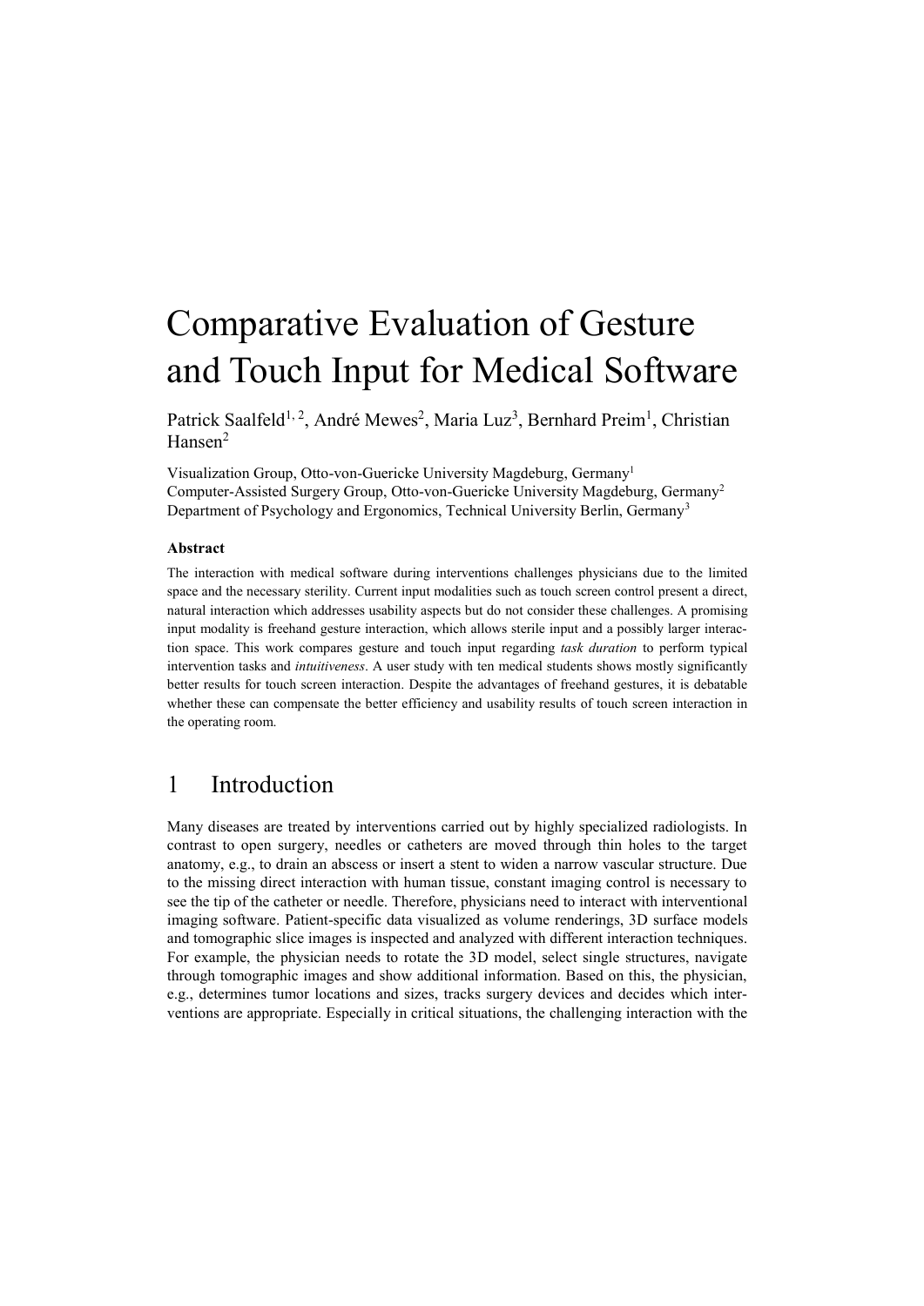# Comparative Evaluation of Gesture and Touch Input for Medical Software

Patrick Saalfeld[1, 2], André Mewes[2], Maria Luz[3], Bernhard Preim[1], Christian Hansen[2]

Visualization Group, Otto-von-Guericke University Magdeburg, Germany[1]
Computer-Assisted Surgery Group, Otto-von-Guericke University Magdeburg, Germany[2]
Department of Psychology and Ergonomics, Technical University Berlin, Germany[3]

#### Abstract

The interaction with medical software during interventions challenges physicians due to the limited space and the necessary sterility. Current input modalities such as touch screen control present a direct, natural interaction which addresses usability aspects but do not consider these challenges. A promising input modality is freehand gesture interaction, which allows sterile input and a possibly larger interaction space. This work compares gesture and touch input regarding *task duration* to perform typical intervention tasks and *intuitiveness*. A user study with ten medical students shows mostly significantly better results for touch screen interaction. Despite the advantages of freehand gestures, it is debatable whether these can compensate the better efficiency and usability results of touch screen interaction in the operating room.

## 1 Introduction

Many diseases are treated by interventions carried out by highly specialized radiologists. In contrast to open surgery, needles or catheters are moved through thin holes to the target anatomy, e.g., to drain an abscess or insert a stent to widen a narrow vascular structure. Due to the missing direct interaction with human tissue, constant imaging control is necessary to see the tip of the catheter or needle. Therefore, physicians need to interact with interventional imaging software. Patient-specific data visualized as volume renderings, 3D surface models and tomographic slice images is inspected and analyzed with different interaction techniques. For example, the physician needs to rotate the 3D model, select single structures, navigate through tomographic images and show additional information. Based on this, the physician, e.g., determines tumor locations and sizes, tracks surgery devices and decides which interventions are appropriate. Especially in critical situations, the challenging interaction with the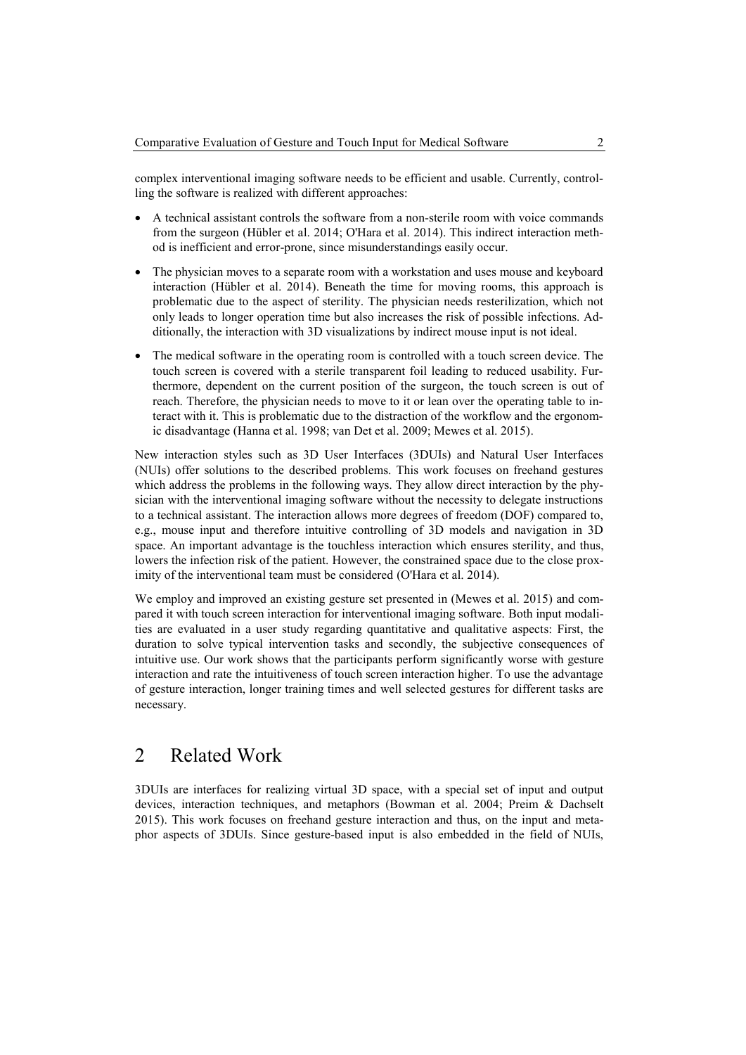complex interventional imaging software needs to be efficient and usable. Currently, controlling the software is realized with different approaches:

- A technical assistant controls the software from a non-sterile room with voice commands from the surgeon (Hübler et al. 2014; O'Hara et al. 2014). This indirect interaction method is inefficient and error-prone, since misunderstandings easily occur.
- The physician moves to a separate room with a workstation and uses mouse and keyboard interaction (Hübler et al. 2014). Beneath the time for moving rooms, this approach is problematic due to the aspect of sterility. The physician needs resterilization, which not only leads to longer operation time but also increases the risk of possible infections. Additionally, the interaction with 3D visualizations by indirect mouse input is not ideal.
- The medical software in the operating room is controlled with a touch screen device. The touch screen is covered with a sterile transparent foil leading to reduced usability. Furthermore, dependent on the current position of the surgeon, the touch screen is out of reach. Therefore, the physician needs to move to it or lean over the operating table to interact with it. This is problematic due to the distraction of the workflow and the ergonomic disadvantage (Hanna et al. 1998; van Det et al. 2009; Mewes et al. 2015).

New interaction styles such as 3D User Interfaces (3DUIs) and Natural User Interfaces (NUIs) offer solutions to the described problems. This work focuses on freehand gestures which address the problems in the following ways. They allow direct interaction by the physician with the interventional imaging software without the necessity to delegate instructions to a technical assistant. The interaction allows more degrees of freedom (DOF) compared to, e.g., mouse input and therefore intuitive controlling of 3D models and navigation in 3D space. An important advantage is the touchless interaction which ensures sterility, and thus, lowers the infection risk of the patient. However, the constrained space due to the close proximity of the interventional team must be considered (O'Hara et al. 2014).

We employ and improved an existing gesture set presented in (Mewes et al. 2015) and compared it with touch screen interaction for interventional imaging software. Both input modalities are evaluated in a user study regarding quantitative and qualitative aspects: First, the duration to solve typical intervention tasks and secondly, the subjective consequences of intuitive use. Our work shows that the participants perform significantly worse with gesture interaction and rate the intuitiveness of touch screen interaction higher. To use the advantage of gesture interaction, longer training times and well selected gestures for different tasks are necessary.

# 2 Related Work

3DUIs are interfaces for realizing virtual 3D space, with a special set of input and output devices, interaction techniques, and metaphors (Bowman et al. 2004; Preim & Dachselt 2015). This work focuses on freehand gesture interaction and thus, on the input and metaphor aspects of 3DUIs. Since gesture-based input is also embedded in the field of NUIs,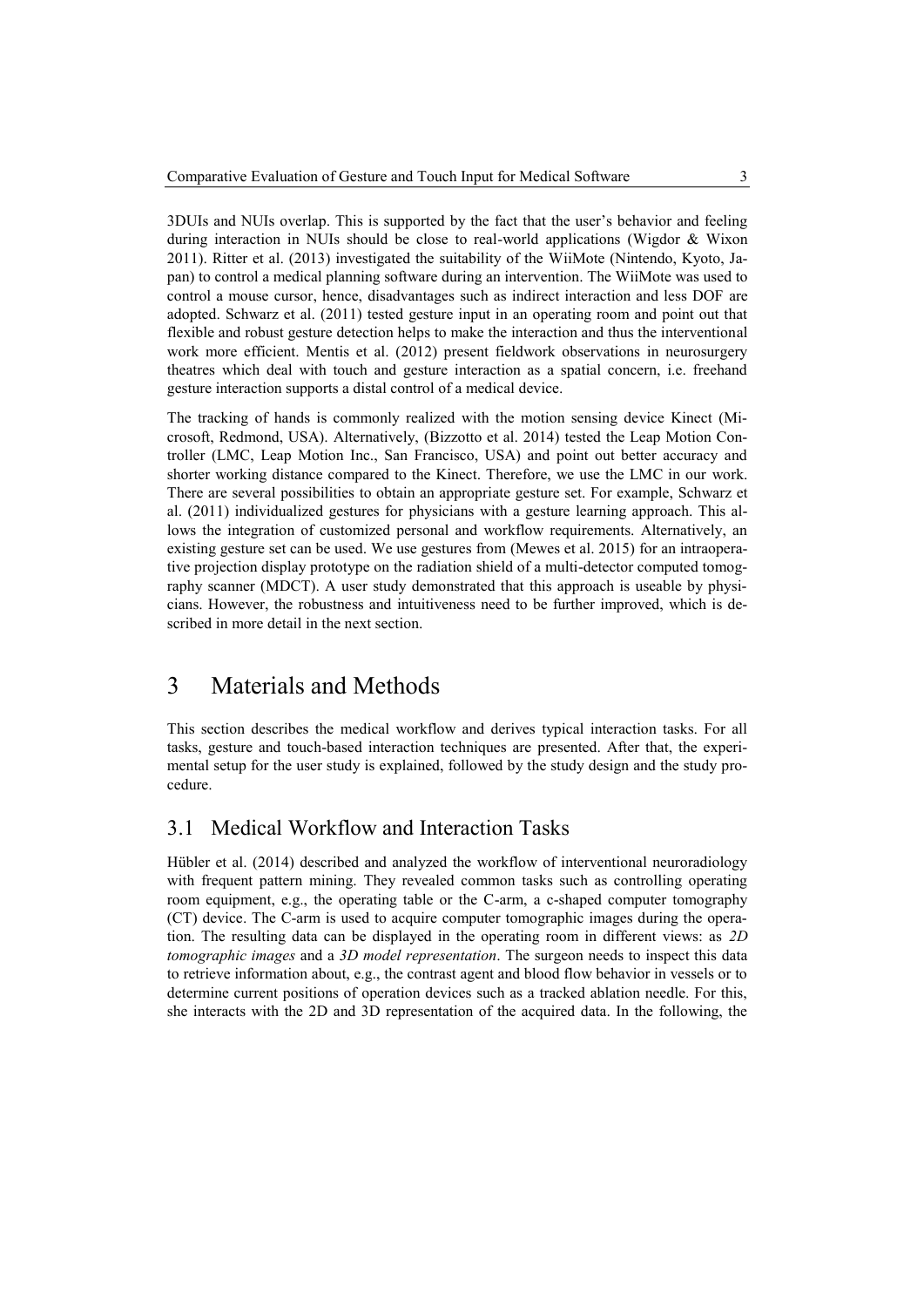3DUIs and NUIs overlap. This is supported by the fact that the user's behavior and feeling during interaction in NUIs should be close to real-world applications (Wigdor & Wixon 2011). Ritter et al. (2013) investigated the suitability of the WiiMote (Nintendo, Kyoto, Japan) to control a medical planning software during an intervention. The WiiMote was used to control a mouse cursor, hence, disadvantages such as indirect interaction and less DOF are adopted. Schwarz et al. (2011) tested gesture input in an operating room and point out that flexible and robust gesture detection helps to make the interaction and thus the interventional work more efficient. Mentis et al. (2012) present fieldwork observations in neurosurgery theatres which deal with touch and gesture interaction as a spatial concern, i.e. freehand gesture interaction supports a distal control of a medical device.

The tracking of hands is commonly realized with the motion sensing device Kinect (Microsoft, Redmond, USA). Alternatively, (Bizzotto et al. 2014) tested the Leap Motion Controller (LMC, Leap Motion Inc., San Francisco, USA) and point out better accuracy and shorter working distance compared to the Kinect. Therefore, we use the LMC in our work. There are several possibilities to obtain an appropriate gesture set. For example, Schwarz et al. (2011) individualized gestures for physicians with a gesture learning approach. This allows the integration of customized personal and workflow requirements. Alternatively, an existing gesture set can be used. We use gestures from (Mewes et al. 2015) for an intraoperative projection display prototype on the radiation shield of a multi-detector computed tomography scanner (MDCT). A user study demonstrated that this approach is useable by physicians. However, the robustness and intuitiveness need to be further improved, which is described in more detail in the next section.

# 3 Materials and Methods

This section describes the medical workflow and derives typical interaction tasks. For all tasks, gesture and touch-based interaction techniques are presented. After that, the experimental setup for the user study is explained, followed by the study design and the study procedure.

## 3.1 Medical Workflow and Interaction Tasks

Hübler et al. (2014) described and analyzed the workflow of interventional neuroradiology with frequent pattern mining. They revealed common tasks such as controlling operating room equipment, e.g., the operating table or the C-arm, a c-shaped computer tomography (CT) device. The C-arm is used to acquire computer tomographic images during the operation. The resulting data can be displayed in the operating room in different views: as *2D tomographic images* and a *3D model representation*. The surgeon needs to inspect this data to retrieve information about, e.g., the contrast agent and blood flow behavior in vessels or to determine current positions of operation devices such as a tracked ablation needle. For this, she interacts with the 2D and 3D representation of the acquired data. In the following, the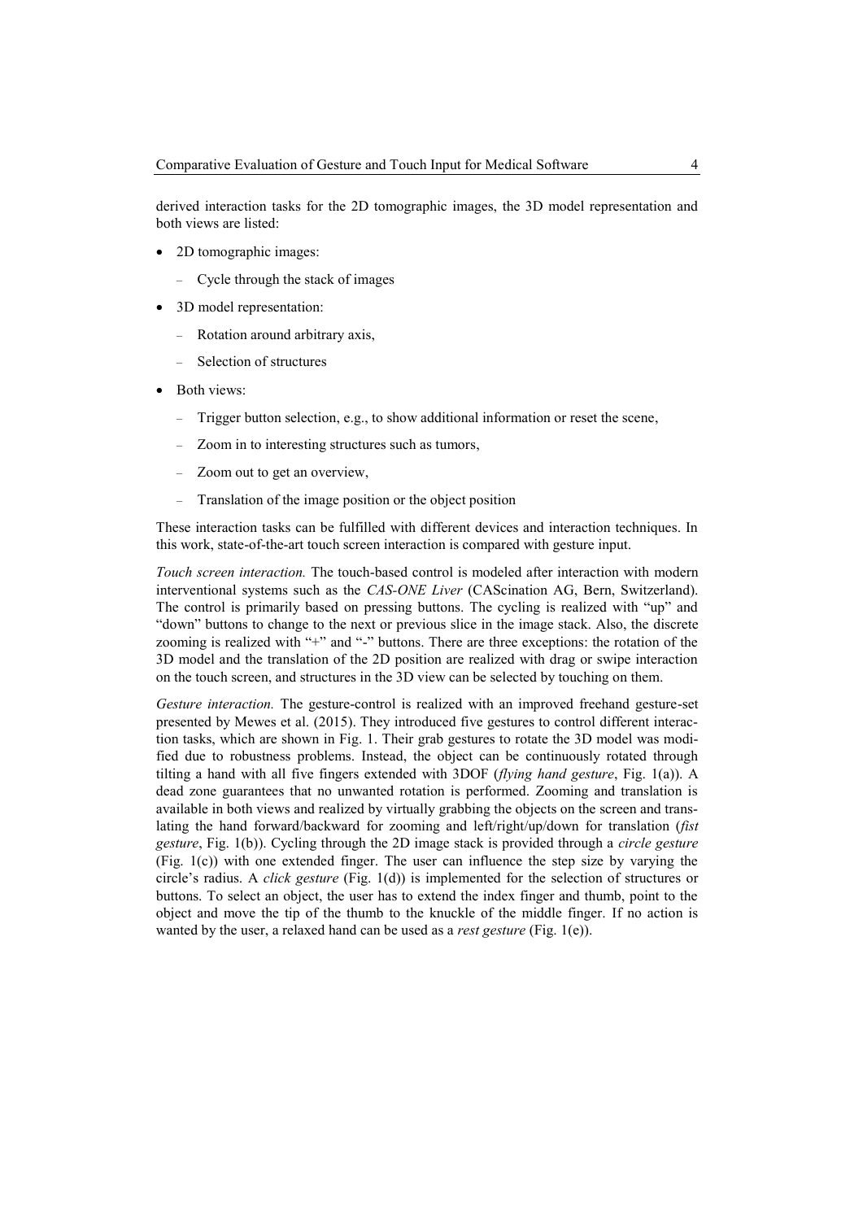derived interaction tasks for the 2D tomographic images, the 3D model representation and both views are listed:

- 2D tomographic images:
  - Cycle through the stack of images
- 3D model representation:
  - Rotation around arbitrary axis,
  - Selection of structures
- Both views:
  - Trigger button selection, e.g., to show additional information or reset the scene,
  - Zoom in to interesting structures such as tumors,
  - Zoom out to get an overview,
  - Translation of the image position or the object position

These interaction tasks can be fulfilled with different devices and interaction techniques. In this work, state-of-the-art touch screen interaction is compared with gesture input.

*Touch screen interaction.* The touch-based control is modeled after interaction with modern interventional systems such as the *CAS-ONE Liver* (CAScination AG, Bern, Switzerland). The control is primarily based on pressing buttons. The cycling is realized with "up" and "down" buttons to change to the next or previous slice in the image stack. Also, the discrete zooming is realized with "+" and "-" buttons. There are three exceptions: the rotation of the 3D model and the translation of the 2D position are realized with drag or swipe interaction on the touch screen, and structures in the 3D view can be selected by touching on them.

*Gesture interaction.* The gesture-control is realized with an improved freehand gesture-set presented by Mewes et al. (2015). They introduced five gestures to control different interaction tasks, which are shown in Fig. 1. Their grab gestures to rotate the 3D model was modified due to robustness problems. Instead, the object can be continuously rotated through tilting a hand with all five fingers extended with 3DOF (*flying hand gesture*, Fig. 1(a)). A dead zone guarantees that no unwanted rotation is performed. Zooming and translation is available in both views and realized by virtually grabbing the objects on the screen and translating the hand forward/backward for zooming and left/right/up/down for translation (*fist gesture*, Fig. 1(b)). Cycling through the 2D image stack is provided through a *circle gesture* (Fig. 1(c)) with one extended finger. The user can influence the step size by varying the circle's radius. A *click gesture* (Fig. 1(d)) is implemented for the selection of structures or buttons. To select an object, the user has to extend the index finger and thumb, point to the object and move the tip of the thumb to the knuckle of the middle finger. If no action is wanted by the user, a relaxed hand can be used as a *rest gesture* (Fig. 1(e)).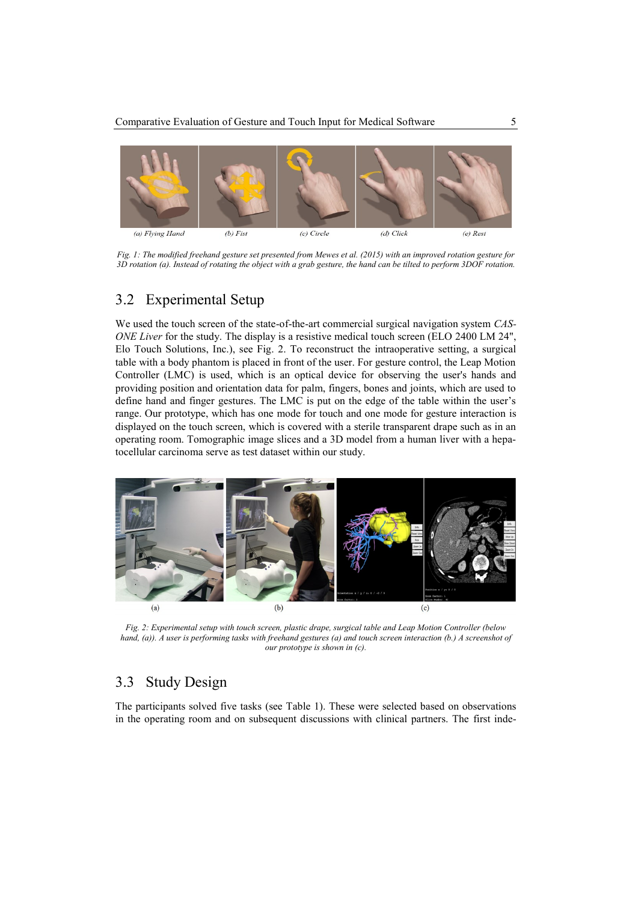(a) Flying Hand (b) Fist (c) Circle (d) Click (e) Rest

*Fig. 1: The modified freehand gesture set presented from Mewes et al. (2015) with an improved rotation gesture for 3D rotation (a). Instead of rotating the object with a grab gesture, the hand can be tilted to perform 3DOF rotation.*

## 3.2 Experimental Setup

We used the touch screen of the state-of-the-art commercial surgical navigation system *CAS-ONE Liver* for the study. The display is a resistive medical touch screen (ELO 2400 LM 24", Elo Touch Solutions, Inc.), see Fig. 2. To reconstruct the intraoperative setting, a surgical table with a body phantom is placed in front of the user. For gesture control, the Leap Motion Controller (LMC) is used, which is an optical device for observing the user's hands and providing position and orientation data for palm, fingers, bones and joints, which are used to define hand and finger gestures. The LMC is put on the edge of the table within the user's range. Our prototype, which has one mode for touch and one mode for gesture interaction is displayed on the touch screen, which is covered with a sterile transparent drape such as in an operating room. Tomographic image slices and a 3D model from a human liver with a hepatocellular carcinoma serve as test dataset within our study.

(a) (b) (c)

*Fig. 2: Experimental setup with touch screen, plastic drape, surgical table and Leap Motion Controller (below hand, (a)). A user is performing tasks with freehand gestures (a) and touch screen interaction (b.) A screenshot of our prototype is shown in (c).*

## 3.3 Study Design

The participants solved five tasks (see Table 1). These were selected based on observations in the operating room and on subsequent discussions with clinical partners. The first inde-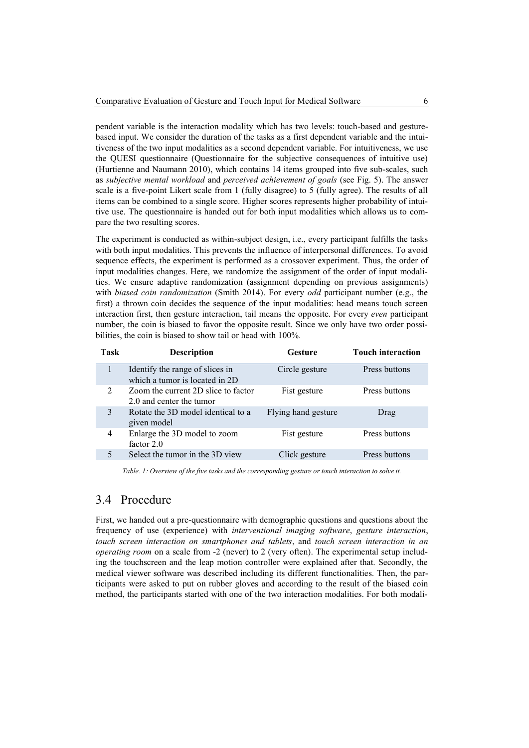pendent variable is the interaction modality which has two levels: touch-based and gesture-based input. We consider the duration of the tasks as a first dependent variable and the intuitiveness of the two input modalities as a second dependent variable. For intuitiveness, we use the QUESI questionnaire (Questionnaire for the subjective consequences of intuitive use) (Hurtienne and Naumann 2010), which contains 14 items grouped into five sub-scales, such as *subjective mental workload* and *perceived achievement of goals* (see Fig. 5). The answer scale is a five-point Likert scale from 1 (fully disagree) to 5 (fully agree). The results of all items can be combined to a single score. Higher scores represents higher probability of intuitive use. The questionnaire is handed out for both input modalities which allows us to compare the two resulting scores.

The experiment is conducted as within-subject design, i.e., every participant fulfills the tasks with both input modalities. This prevents the influence of interpersonal differences. To avoid sequence effects, the experiment is performed as a crossover experiment. Thus, the order of input modalities changes. Here, we randomize the assignment of the order of input modalities. We ensure adaptive randomization (assignment depending on previous assignments) with *biased coin randomization* (Smith 2014). For every *odd* participant number (e.g., the first) a thrown coin decides the sequence of the input modalities: head means touch screen interaction first, then gesture interaction, tail means the opposite. For every *even* participant number, the coin is biased to favor the opposite result. Since we only have two order possibilities, the coin is biased to show tail or head with 100%.

| Task | Description | Gesture | Touch interaction |
|---|---|---|---|
| 1 | Identify the range of slices in which a tumor is located in 2D | Circle gesture | Press buttons |
| 2 | Zoom the current 2D slice to factor 2.0 and center the tumor | Fist gesture | Press buttons |
| 3 | Rotate the 3D model identical to a given model | Flying hand gesture | Drag |
| 4 | Enlarge the 3D model to zoom factor 2.0 | Fist gesture | Press buttons |
| 5 | Select the tumor in the 3D view | Click gesture | Press buttons |

*Table. 1: Overview of the five tasks and the corresponding gesture or touch interaction to solve it.*

## 3.4 Procedure

First, we handed out a pre-questionnaire with demographic questions and questions about the frequency of use (experience) with *interventional imaging software*, *gesture interaction*, *touch screen interaction on smartphones and tablets*, and *touch screen interaction in an operating room* on a scale from -2 (never) to 2 (very often). The experimental setup including the touchscreen and the leap motion controller were explained after that. Secondly, the medical viewer software was described including its different functionalities. Then, the participants were asked to put on rubber gloves and according to the result of the biased coin method, the participants started with one of the two interaction modalities. For both modali-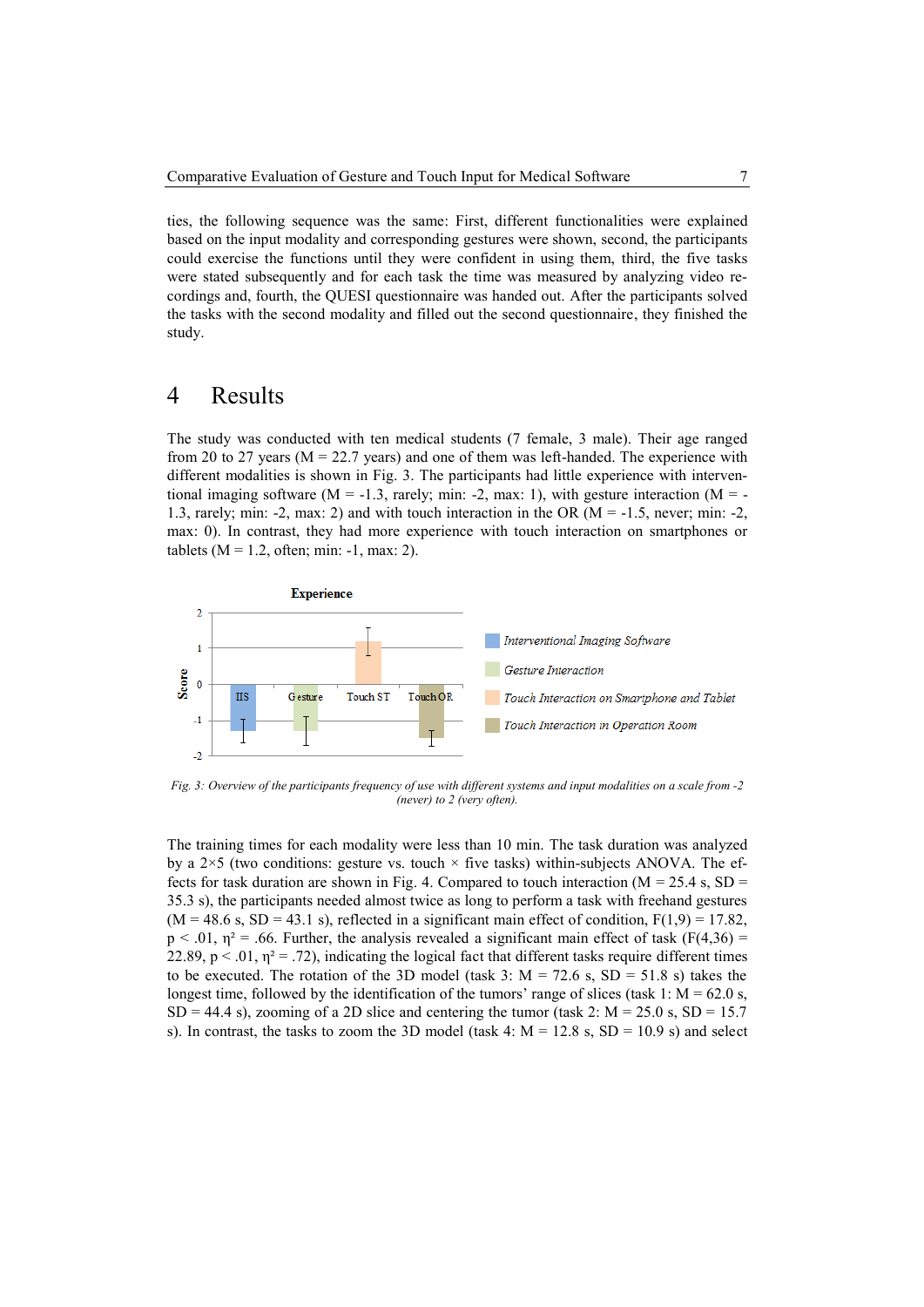ties, the following sequence was the same: First, different functionalities were explained based on the input modality and corresponding gestures were shown, second, the participants could exercise the functions until they were confident in using them, third, the five tasks were stated subsequently and for each task the time was measured by analyzing video recordings and, fourth, the QUESI questionnaire was handed out. After the participants solved the tasks with the second modality and filled out the second questionnaire, they finished the study.

# 4 Results

The study was conducted with ten medical students (7 female, 3 male). Their age ranged from 20 to 27 years (M = 22.7 years) and one of them was left-handed. The experience with different modalities is shown in Fig. 3. The participants had little experience with interventional imaging software (M = -1.3, rarely; min: -2, max: 1), with gesture interaction (M = -1.3, rarely; min: -2, max: 2) and with touch interaction in the OR (M = -1.5, never; min: -2, max: 0). In contrast, they had more experience with touch interaction on smartphones or tablets (M = 1.2, often; min: -1, max: 2).

*Fig. 3: Overview of the participants frequency of use with different systems and input modalities on a scale from -2 (never) to 2 (very often).*

The training times for each modality were less than 10 min. The task duration was analyzed by a 2×5 (two conditions: gesture vs. touch × five tasks) within-subjects ANOVA. The effects for task duration are shown in Fig. 4. Compared to touch interaction (M = 25.4 s, SD = 35.3 s), the participants needed almost twice as long to perform a task with freehand gestures (M = 48.6 s, SD = 43.1 s), reflected in a significant main effect of condition, $F(1,9) = 17.82$, $p < .01$, $\eta^2 = .66$. Further, the analysis revealed a significant main effect of task ($F(4,36) = 22.89$, $p < .01$, $\eta^2 = .72$), indicating the logical fact that different tasks require different times to be executed. The rotation of the 3D model (task 3: M = 72.6 s, SD = 51.8 s) takes the longest time, followed by the identification of the tumors' range of slices (task 1: M = 62.0 s, SD = 44.4 s), zooming of a 2D slice and centering the tumor (task 2: M = 25.0 s, SD = 15.7 s). In contrast, the tasks to zoom the 3D model (task 4: M = 12.8 s, SD = 10.9 s) and select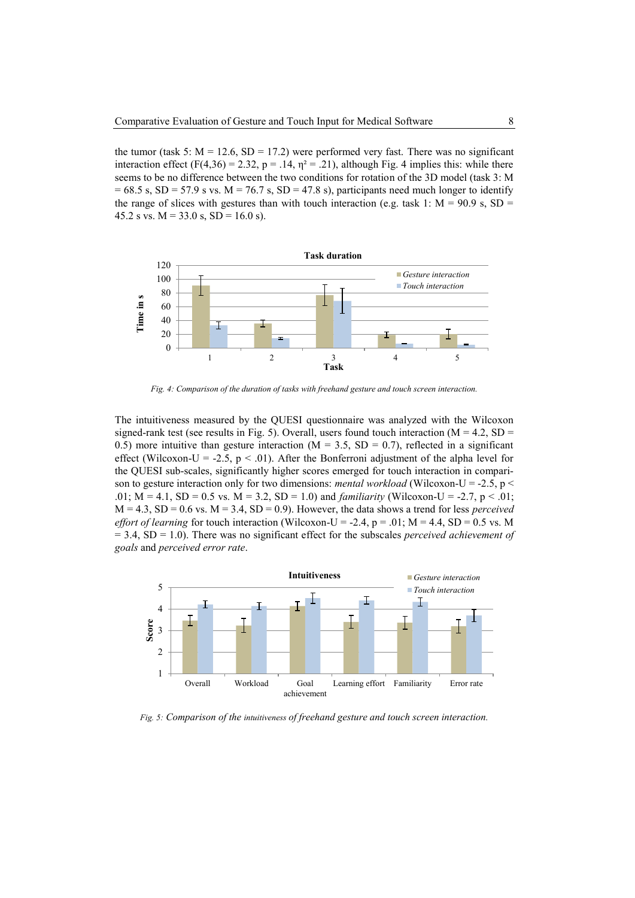the tumor (task 5: M = 12.6, SD = 17.2) were performed very fast. There was no significant interaction effect ($F(4,36) = 2.32$, $p = .14$, $\eta^2 = .21$), although Fig. 4 implies this: while there seems to be no difference between the two conditions for rotation of the 3D model (task 3: M = 68.5 s, SD = 57.9 s vs. M = 76.7 s, SD = 47.8 s), participants need much longer to identify the range of slices with gestures than with touch interaction (e.g. task 1: M = 90.9 s, SD = 45.2 s vs. M = 33.0 s, SD = 16.0 s).

*Fig. 4: Comparison of the duration of tasks with freehand gesture and touch screen interaction.*

The intuitiveness measured by the QUESI questionnaire was analyzed with the Wilcoxon signed-rank test (see results in Fig. 5). Overall, users found touch interaction (M = 4.2, SD = 0.5) more intuitive than gesture interaction (M = 3.5, SD = 0.7), reflected in a significant effect (Wilcoxon-U = -2.5, $p < .01$). After the Bonferroni adjustment of the alpha level for the QUESI sub-scales, significantly higher scores emerged for touch interaction in comparison to gesture interaction only for two dimensions: *mental workload* (Wilcoxon-U = -2.5, $p < .01$; M = 4.1, SD = 0.5 vs. M = 3.2, SD = 1.0) and *familiarity* (Wilcoxon-U = -2.7, $p < .01$; M = 4.3, SD = 0.6 vs. M = 3.4, SD = 0.9). However, the data shows a trend for less *perceived effort of learning* for touch interaction (Wilcoxon-U = -2.4, $p = .01$; M = 4.4, SD = 0.5 vs. M = 3.4, SD = 1.0). There was no significant effect for the subscales *perceived achievement of goals* and *perceived error rate*.

*Fig. 5: Comparison of the intuitiveness of freehand gesture and touch screen interaction.*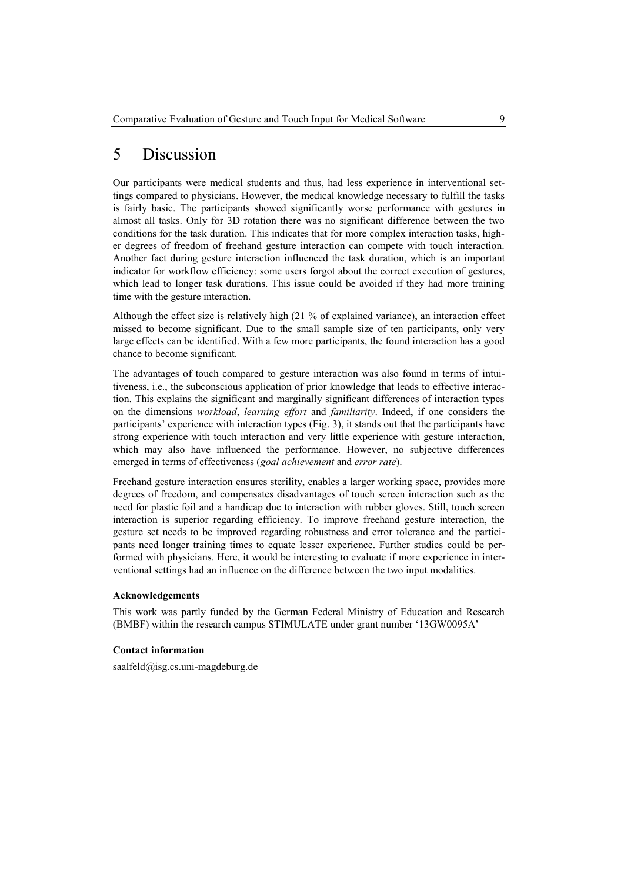# 5 Discussion

Our participants were medical students and thus, had less experience in interventional settings compared to physicians. However, the medical knowledge necessary to fulfill the tasks is fairly basic. The participants showed significantly worse performance with gestures in almost all tasks. Only for 3D rotation there was no significant difference between the two conditions for the task duration. This indicates that for more complex interaction tasks, higher degrees of freedom of freehand gesture interaction can compete with touch interaction. Another fact during gesture interaction influenced the task duration, which is an important indicator for workflow efficiency: some users forgot about the correct execution of gestures, which lead to longer task durations. This issue could be avoided if they had more training time with the gesture interaction.

Although the effect size is relatively high (21 % of explained variance), an interaction effect missed to become significant. Due to the small sample size of ten participants, only very large effects can be identified. With a few more participants, the found interaction has a good chance to become significant.

The advantages of touch compared to gesture interaction was also found in terms of intuitiveness, i.e., the subconscious application of prior knowledge that leads to effective interaction. This explains the significant and marginally significant differences of interaction types on the dimensions *workload*, *learning effort* and *familiarity*. Indeed, if one considers the participants' experience with interaction types (Fig. 3), it stands out that the participants have strong experience with touch interaction and very little experience with gesture interaction, which may also have influenced the performance. However, no subjective differences emerged in terms of effectiveness (*goal achievement* and *error rate*).

Freehand gesture interaction ensures sterility, enables a larger working space, provides more degrees of freedom, and compensates disadvantages of touch screen interaction such as the need for plastic foil and a handicap due to interaction with rubber gloves. Still, touch screen interaction is superior regarding efficiency. To improve freehand gesture interaction, the gesture set needs to be improved regarding robustness and error tolerance and the participants need longer training times to equate lesser experience. Further studies could be performed with physicians. Here, it would be interesting to evaluate if more experience in interventional settings had an influence on the difference between the two input modalities.

**Acknowledgements**

This work was partly funded by the German Federal Ministry of Education and Research (BMBF) within the research campus STIMULATE under grant number '13GW0095A'

**Contact information**

saalfeld@isg.cs.uni-magdeburg.de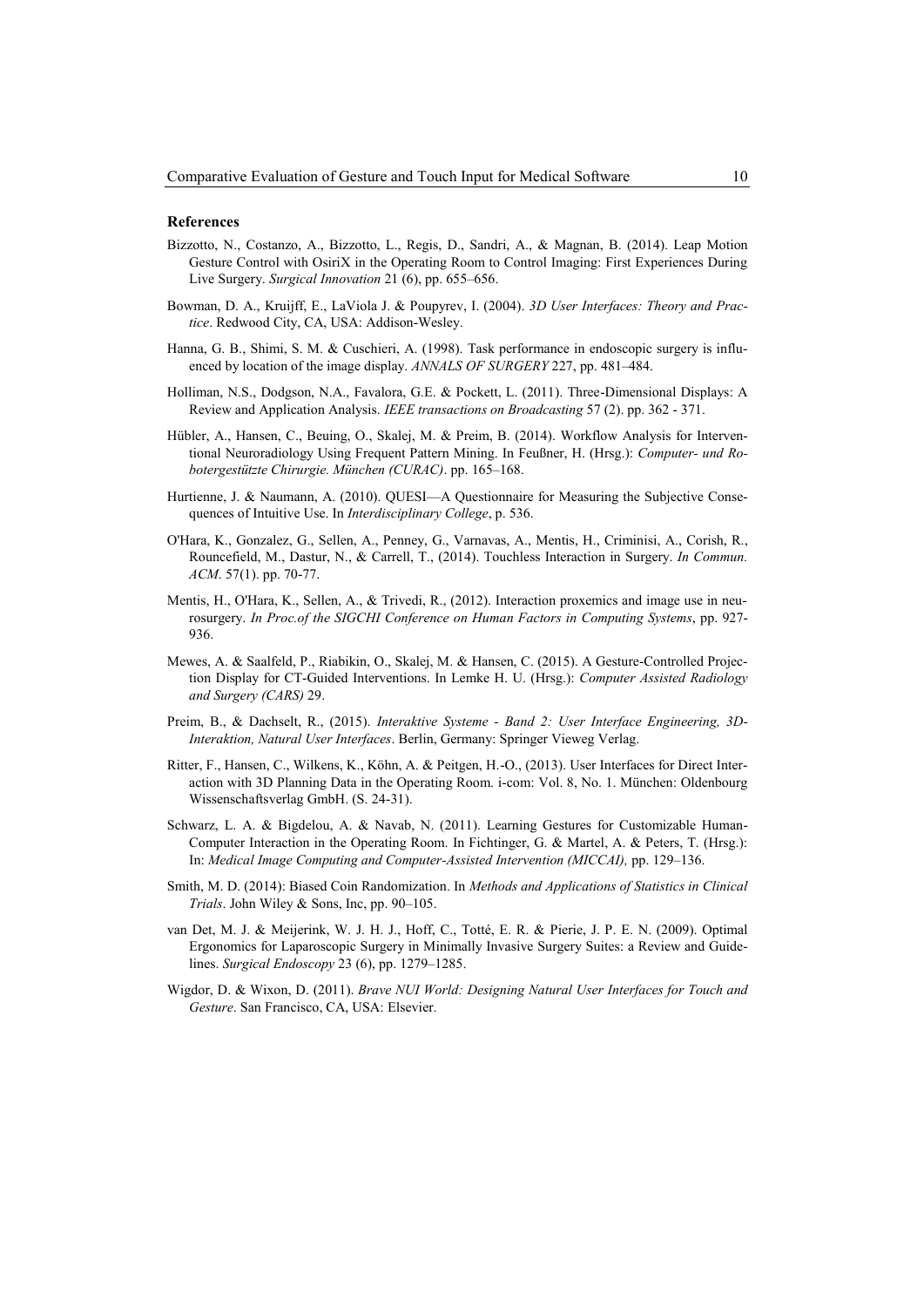### References

Bizzotto, N., Costanzo, A., Bizzotto, L., Regis, D., Sandri, A., & Magnan, B. (2014). Leap Motion Gesture Control with OsiriX in the Operating Room to Control Imaging: First Experiences During Live Surgery. *Surgical Innovation* 21 (6), pp. 655–656.

Bowman, D. A., Kruijff, E., LaViola J. & Poupyrev, I. (2004). *3D User Interfaces: Theory and Practice*. Redwood City, CA, USA: Addison-Wesley.

Hanna, G. B., Shimi, S. M. & Cuschieri, A. (1998). Task performance in endoscopic surgery is influenced by location of the image display. *ANNALS OF SURGERY* 227, pp. 481–484.

Holliman, N.S., Dodgson, N.A., Favalora, G.E. & Pockett, L. (2011). Three-Dimensional Displays: A Review and Application Analysis. *IEEE transactions on Broadcasting* 57 (2). pp. 362 - 371.

Hübler, A., Hansen, C., Beuing, O., Skalej, M. & Preim, B. (2014). Workflow Analysis for Interventional Neuroradiology Using Frequent Pattern Mining. In Feußner, H. (Hrsg.): *Computer- und Robotergestützte Chirurgie. München (CURAC)*. pp. 165–168.

Hurtienne, J. & Naumann, A. (2010). QUESI—A Questionnaire for Measuring the Subjective Consequences of Intuitive Use. In *Interdisciplinary College*, p. 536.

O'Hara, K., Gonzalez, G., Sellen, A., Penney, G., Varnavas, A., Mentis, H., Criminisi, A., Corish, R., Rouncefield, M., Dastur, N., & Carrell, T., (2014). Touchless Interaction in Surgery. *In Commun. ACM*. 57(1). pp. 70-77.

Mentis, H., O'Hara, K., Sellen, A., & Trivedi, R., (2012). Interaction proxemics and image use in neurosurgery. *In Proc.of the SIGCHI Conference on Human Factors in Computing Systems*, pp. 927-936.

Mewes, A. & Saalfeld, P., Riabikin, O., Skalej, M. & Hansen, C. (2015). A Gesture-Controlled Projection Display for CT-Guided Interventions. In Lemke H. U. (Hrsg.): *Computer Assisted Radiology and Surgery (CARS)* 29.

Preim, B., & Dachselt, R., (2015). *Interaktive Systeme - Band 2: User Interface Engineering, 3D-Interaktion, Natural User Interfaces*. Berlin, Germany: Springer Vieweg Verlag.

Ritter, F., Hansen, C., Wilkens, K., Köhn, A. & Peitgen, H.-O., (2013). User Interfaces for Direct Interaction with 3D Planning Data in the Operating Room. i-com: Vol. 8, No. 1. München: Oldenbourg Wissenschaftsverlag GmbH. (S. 24-31).

Schwarz, L. A. & Bigdelou, A. & Navab, N. (2011). Learning Gestures for Customizable Human-Computer Interaction in the Operating Room. In Fichtinger, G. & Martel, A. & Peters, T. (Hrsg.): In: *Medical Image Computing and Computer-Assisted Intervention (MICCAI),* pp. 129–136.

Smith, M. D. (2014): Biased Coin Randomization. In *Methods and Applications of Statistics in Clinical Trials*. John Wiley & Sons, Inc, pp. 90–105.

van Det, M. J. & Meijerink, W. J. H. J., Hoff, C., Totté, E. R. & Pierie, J. P. E. N. (2009). Optimal Ergonomics for Laparoscopic Surgery in Minimally Invasive Surgery Suites: a Review and Guidelines. *Surgical Endoscopy* 23 (6), pp. 1279–1285.

Wigdor, D. & Wixon, D. (2011). *Brave NUI World: Designing Natural User Interfaces for Touch and Gesture*. San Francisco, CA, USA: Elsevier.